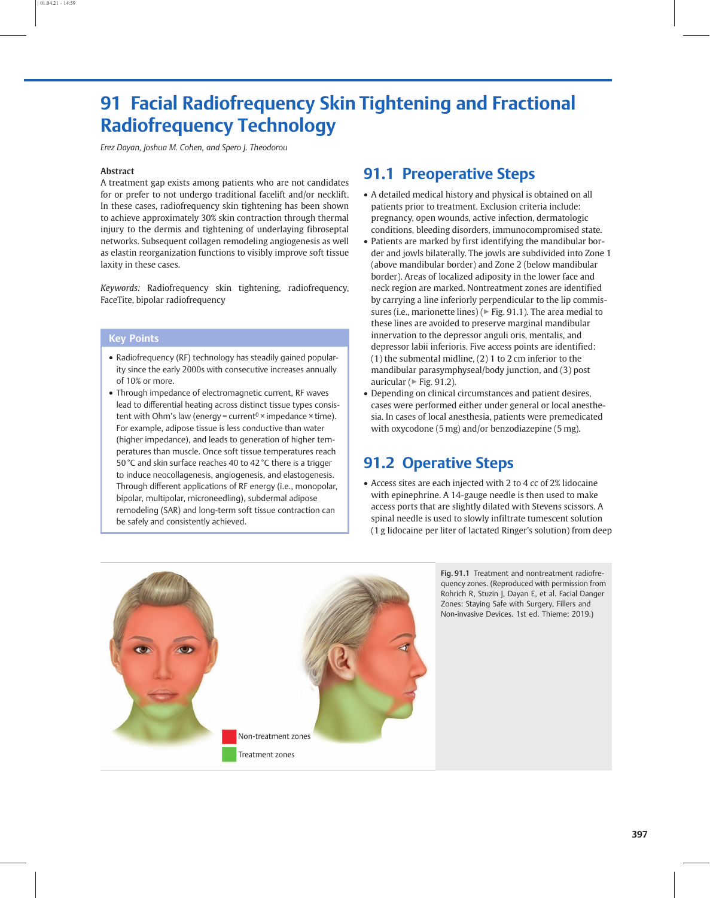# 91 Facial Radiofrequency Skin Tightening and Fractional Radiofrequency Technology

*Erez Dayan, Joshua M. Cohen, and Spero J. Theodorou*

**Abstract**

A treatment gap exists among patients who are not candidates for or prefer to not undergo traditional facelift and/or necklift. In these cases, radiofrequency skin tightening has been shown to achieve approximately 30% skin contraction through thermal injury to the dermis and tightening of underlaying fibroseptal networks. Subsequent collagen remodeling angiogenesis as well as elastin reorganization functions to visibly improve soft tissue laxity in these cases.

*Keywords:* Radiofrequency skin tightening, radiofrequency, FaceTite, bipolar radiofrequency

### Key Points

- Radiofrequency (RF) technology has steadily gained popularity since the early 2000s with consecutive increases annually of 10% or more.
- Through impedance of electromagnetic current, RF waves lead to differential heating across distinct tissue types consistent with Ohm's law (energy = current$^0$ × impedance × time). For example, adipose tissue is less conductive than water (higher impedance), and leads to generation of higher temperatures than muscle. Once soft tissue temperatures reach 50 °C and skin surface reaches 40 to 42 °C there is a trigger to induce neocollagenesis, angiogenesis, and elastogenesis. Through different applications of RF energy (i.e., monopolar, bipolar, multipolar, microneedling), subdermal adipose remodeling (SAR) and long-term soft tissue contraction can be safely and consistently achieved.

## 91.1 Preoperative Steps

- A detailed medical history and physical is obtained on all patients prior to treatment. Exclusion criteria include: pregnancy, open wounds, active infection, dermatologic conditions, bleeding disorders, immunocompromised state.
- Patients are marked by first identifying the mandibular border and jowls bilaterally. The jowls are subdivided into Zone 1 (above mandibular border) and Zone 2 (below mandibular border). Areas of localized adiposity in the lower face and neck region are marked. Nontreatment zones are identified by carrying a line inferiorly perpendicular to the lip commissures (i.e., marionette lines) (▶ Fig. 91.1). The area medial to these lines are avoided to preserve marginal mandibular innervation to the depressor anguli oris, mentalis, and depressor labii inferioris. Five access points are identified: (1) the submental midline, (2) 1 to 2 cm inferior to the mandibular parasymphyseal/body junction, and (3) post auricular (▶ Fig. 91.2).
- Depending on clinical circumstances and patient desires, cases were performed either under general or local anesthesia. In cases of local anesthesia, patients were premedicated with oxycodone (5 mg) and/or benzodiazepine (5 mg).

## 91.2 Operative Steps

- Access sites are each injected with 2 to 4 cc of 2% lidocaine with epinephrine. A 14-gauge needle is then used to make access ports that are slightly dilated with Stevens scissors. A spinal needle is used to slowly infiltrate tumescent solution (1 g lidocaine per liter of lactated Ringer's solution) from deep

Non-treatment zones

Treatment zones

**Fig. 91.1** Treatment and nontreatment radiofrequency zones. (Reproduced with permission from Rohrich R, Stuzin J, Dayan E, et al. Facial Danger Zones: Staying Safe with Surgery, Fillers and Non-invasive Devices. 1st ed. Thieme; 2019.)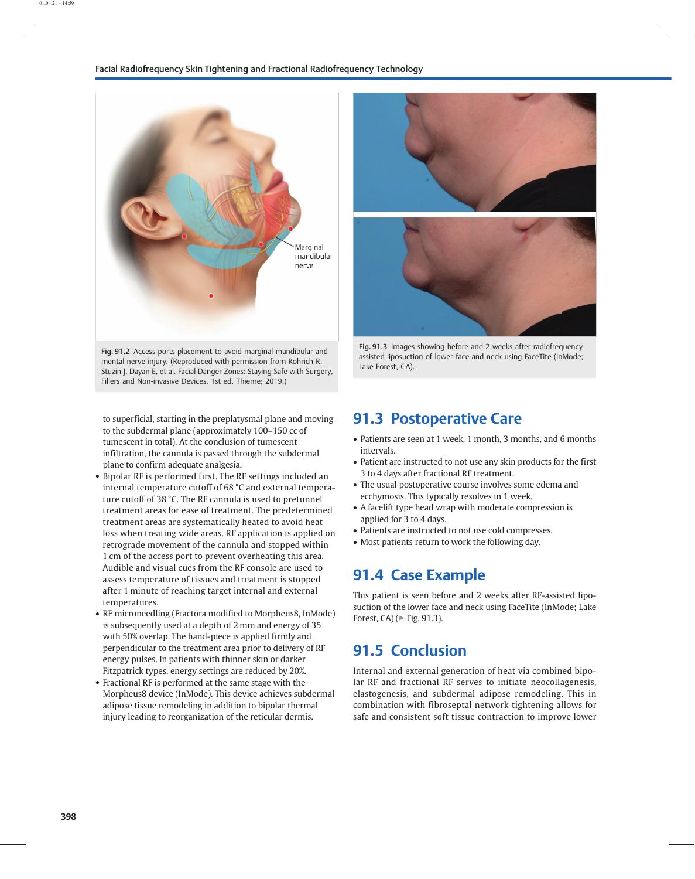Fig. 91.2 Access ports placement to avoid marginal mandibular and mental nerve injury. (Reproduced with permission from Rohrich R, Stuzin J, Dayan E, et al. Facial Danger Zones: Staying Safe with Surgery, Fillers and Non-invasive Devices. 1st ed. Thieme; 2019.)

Fig. 91.3 Images showing before and 2 weeks after radiofrequency-assisted liposuction of lower face and neck using FaceTite (InMode; Lake Forest, CA).

to superficial, starting in the preplatysmal plane and moving to the subdermal plane (approximately 100–150 cc of tumescent in total). At the conclusion of tumescent infiltration, the cannula is passed through the subdermal plane to confirm adequate analgesia.

- Bipolar RF is performed first. The RF settings included an internal temperature cutoff of 68 °C and external temperature cutoff of 38 °C. The RF cannula is used to pretunnel treatment areas for ease of treatment. The predetermined treatment areas are systematically heated to avoid heat loss when treating wide areas. RF application is applied on retrograde movement of the cannula and stopped within 1 cm of the access port to prevent overheating this area. Audible and visual cues from the RF console are used to assess temperature of tissues and treatment is stopped after 1 minute of reaching target internal and external temperatures.
- RF microneedling (Fractora modified to Morpheus8, InMode) is subsequently used at a depth of 2 mm and energy of 35 with 50% overlap. The hand-piece is applied firmly and perpendicular to the treatment area prior to delivery of RF energy pulses. In patients with thinner skin or darker Fitzpatrick types, energy settings are reduced by 20%.
- Fractional RF is performed at the same stage with the Morpheus8 device (InMode). This device achieves subdermal adipose tissue remodeling in addition to bipolar thermal injury leading to reorganization of the reticular dermis.

## 91.3 Postoperative Care

- Patients are seen at 1 week, 1 month, 3 months, and 6 months intervals.
- Patient are instructed to not use any skin products for the first 3 to 4 days after fractional RF treatment.
- The usual postoperative course involves some edema and ecchymosis. This typically resolves in 1 week.
- A facelift type head wrap with moderate compression is applied for 3 to 4 days.
- Patients are instructed to not use cold compresses.
- Most patients return to work the following day.

## 91.4 Case Example

This patient is seen before and 2 weeks after RF-assisted liposuction of the lower face and neck using FaceTite (InMode; Lake Forest, CA) (▶ Fig. 91.3).

## 91.5 Conclusion

Internal and external generation of heat via combined bipolar RF and fractional RF serves to initiate neocollagenesis, elastogenesis, and subdermal adipose remodeling. This in combination with fibroseptal network tightening allows for safe and consistent soft tissue contraction to improve lower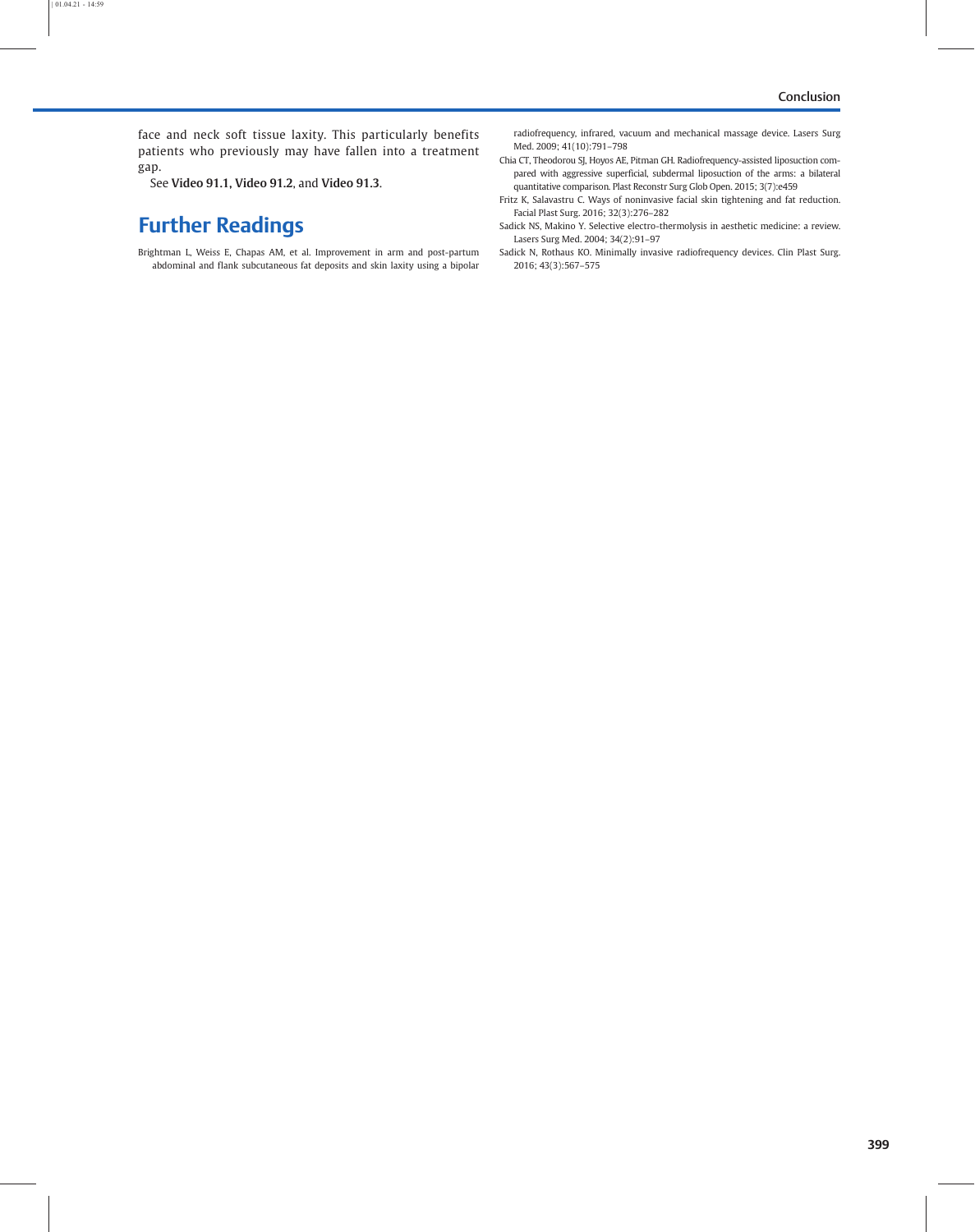face and neck soft tissue laxity. This particularly benefits patients who previously may have fallen into a treatment gap.

See **Video 91.1**, **Video 91.2**, and **Video 91.3**.

## Further Readings

Brightman L, Weiss E, Chapas AM, et al. Improvement in arm and post-partum abdominal and flank subcutaneous fat deposits and skin laxity using a bipolar radiofrequency, infrared, vacuum and mechanical massage device. Lasers Surg Med. 2009; 41(10):791–798

Chia CT, Theodorou SJ, Hoyos AE, Pitman GH. Radiofrequency-assisted liposuction compared with aggressive superficial, subdermal liposuction of the arms: a bilateral quantitative comparison. Plast Reconstr Surg Glob Open. 2015; 3(7):e459

Fritz K, Salavastru C. Ways of noninvasive facial skin tightening and fat reduction. Facial Plast Surg. 2016; 32(3):276–282

Sadick NS, Makino Y. Selective electro-thermolysis in aesthetic medicine: a review. Lasers Surg Med. 2004; 34(2):91–97

Sadick N, Rothaus KO. Minimally invasive radiofrequency devices. Clin Plast Surg. 2016; 43(3):567–575